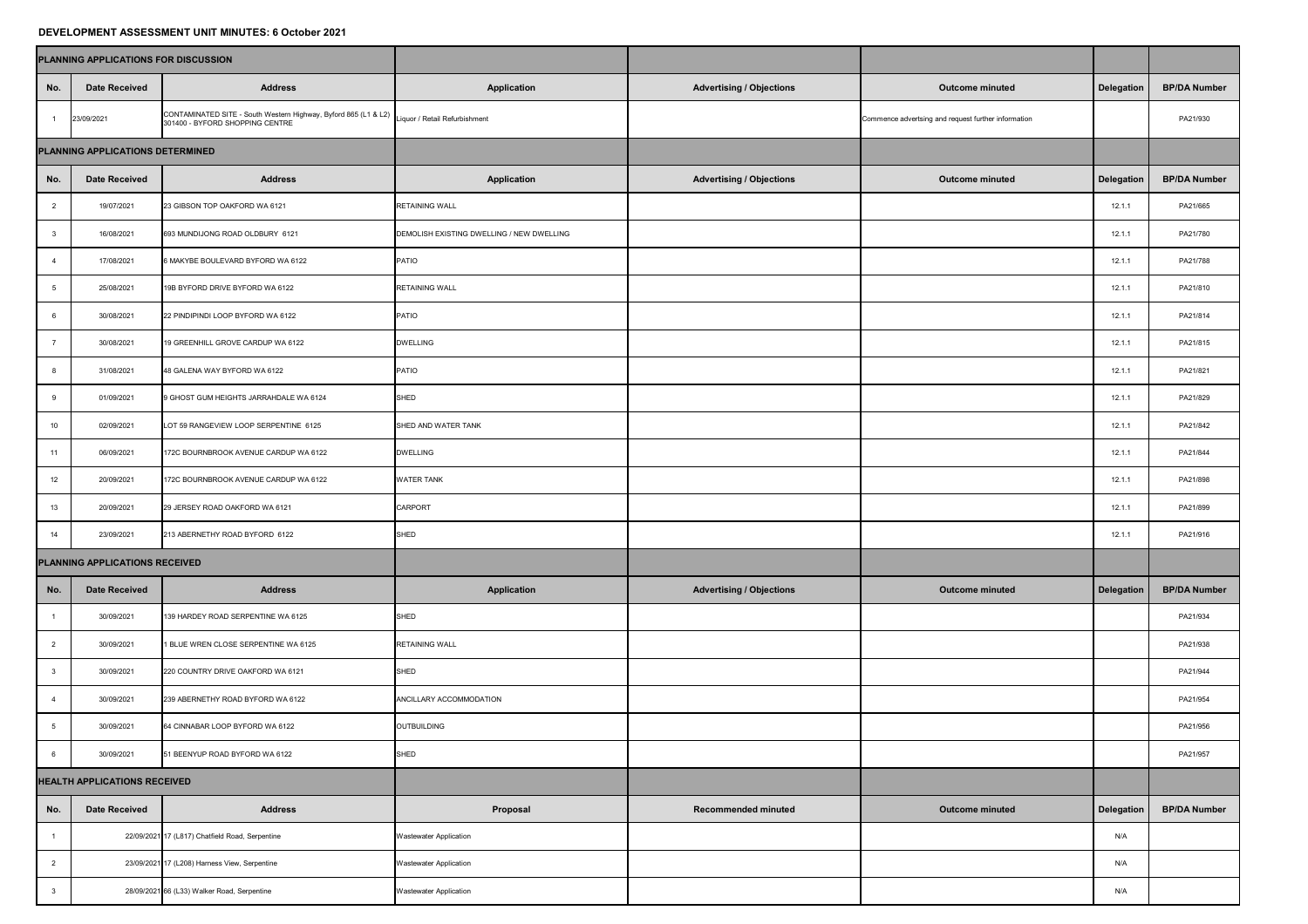# DEVELOPMENT ASSESSMENT UNIT MINUTES: 6 October 2021

| **PLANNING APPLICATIONS FOR DISCUSSION** | | | | | | | |
|---|---|---|---|---|---|---|---|
| **No.** | **Date Received** | **Address** | **Application** | **Advertising / Objections** | **Outcome minuted** | **Delegation** | **BP/DA Number** |
| 1 | 23/09/2021 | CONTAMINATED SITE - South Western Highway, Byford 865 (L1 & L2) 301400 - BYFORD SHOPPING CENTRE | Liquor / Retail Refurbishment | | Commence advertsing and request further information | | PA21/930 |
| **PLANNING APPLICATIONS DETERMINED** | | | | | | | |
| **No.** | **Date Received** | **Address** | **Application** | **Advertising / Objections** | **Outcome minuted** | **Delegation** | **BP/DA Number** |
| 2 | 19/07/2021 | 23 GIBSON TOP OAKFORD WA 6121 | RETAINING WALL | | | 12.1.1 | PA21/665 |
| 3 | 16/08/2021 | 693 MUNDIJONG ROAD OLDBURY 6121 | DEMOLISH EXISTING DWELLING / NEW DWELLING | | | 12.1.1 | PA21/780 |
| 4 | 17/08/2021 | 6 MAKYBE BOULEVARD BYFORD WA 6122 | PATIO | | | 12.1.1 | PA21/788 |
| 5 | 25/08/2021 | 19B BYFORD DRIVE BYFORD WA 6122 | RETAINING WALL | | | 12.1.1 | PA21/810 |
| 6 | 30/08/2021 | 22 PINDIPINDI LOOP BYFORD WA 6122 | PATIO | | | 12.1.1 | PA21/814 |
| 7 | 30/08/2021 | 19 GREENHILL GROVE CARDUP WA 6122 | DWELLING | | | 12.1.1 | PA21/815 |
| 8 | 31/08/2021 | 48 GALENA WAY BYFORD WA 6122 | PATIO | | | 12.1.1 | PA21/821 |
| 9 | 01/09/2021 | 9 GHOST GUM HEIGHTS JARRAHDALE WA 6124 | SHED | | | 12.1.1 | PA21/829 |
| 10 | 02/09/2021 | LOT 59 RANGEVIEW LOOP SERPENTINE 6125 | SHED AND WATER TANK | | | 12.1.1 | PA21/842 |
| 11 | 06/09/2021 | 172C BOURNBROOK AVENUE CARDUP WA 6122 | DWELLING | | | 12.1.1 | PA21/844 |
| 12 | 20/09/2021 | 172C BOURNBROOK AVENUE CARDUP WA 6122 | WATER TANK | | | 12.1.1 | PA21/898 |
| 13 | 20/09/2021 | 29 JERSEY ROAD OAKFORD WA 6121 | CARPORT | | | 12.1.1 | PA21/899 |
| 14 | 23/09/2021 | 213 ABERNETHY ROAD BYFORD 6122 | SHED | | | 12.1.1 | PA21/916 |
| **PLANNING APPLICATIONS RECEIVED** | | | | | | | |
| **No.** | **Date Received** | **Address** | **Application** | **Advertising / Objections** | **Outcome minuted** | **Delegation** | **BP/DA Number** |
| 1 | 30/09/2021 | 139 HARDEY ROAD SERPENTINE WA 6125 | SHED | | | | PA21/934 |
| 2 | 30/09/2021 | 1 BLUE WREN CLOSE SERPENTINE WA 6125 | RETAINING WALL | | | | PA21/938 |
| 3 | 30/09/2021 | 220 COUNTRY DRIVE OAKFORD WA 6121 | SHED | | | | PA21/944 |
| 4 | 30/09/2021 | 239 ABERNETHY ROAD BYFORD WA 6122 | ANCILLARY ACCOMMODATION | | | | PA21/954 |
| 5 | 30/09/2021 | 64 CINNABAR LOOP BYFORD WA 6122 | OUTBUILDING | | | | PA21/956 |
| 6 | 30/09/2021 | 51 BEENYUP ROAD BYFORD WA 6122 | SHED | | | | PA21/957 |
| **HEALTH APPLICATIONS RECEIVED** | | | | | | | |
| **No.** | **Date Received** | **Address** | **Proposal** | **Recommended minuted** | **Outcome minuted** | **Delegation** | **BP/DA Number** |
| 1 | 22/09/2021 | 17 (L817) Chatfield Road, Serpentine | Wastewater Application | | | N/A | |
| 2 | 23/09/2021 | 17 (L208) Harness View, Serpentine | Wastewater Application | | | N/A | |
| 3 | 28/09/2021 | 66 (L33) Walker Road, Serpentine | Wastewater Application | | | N/A | |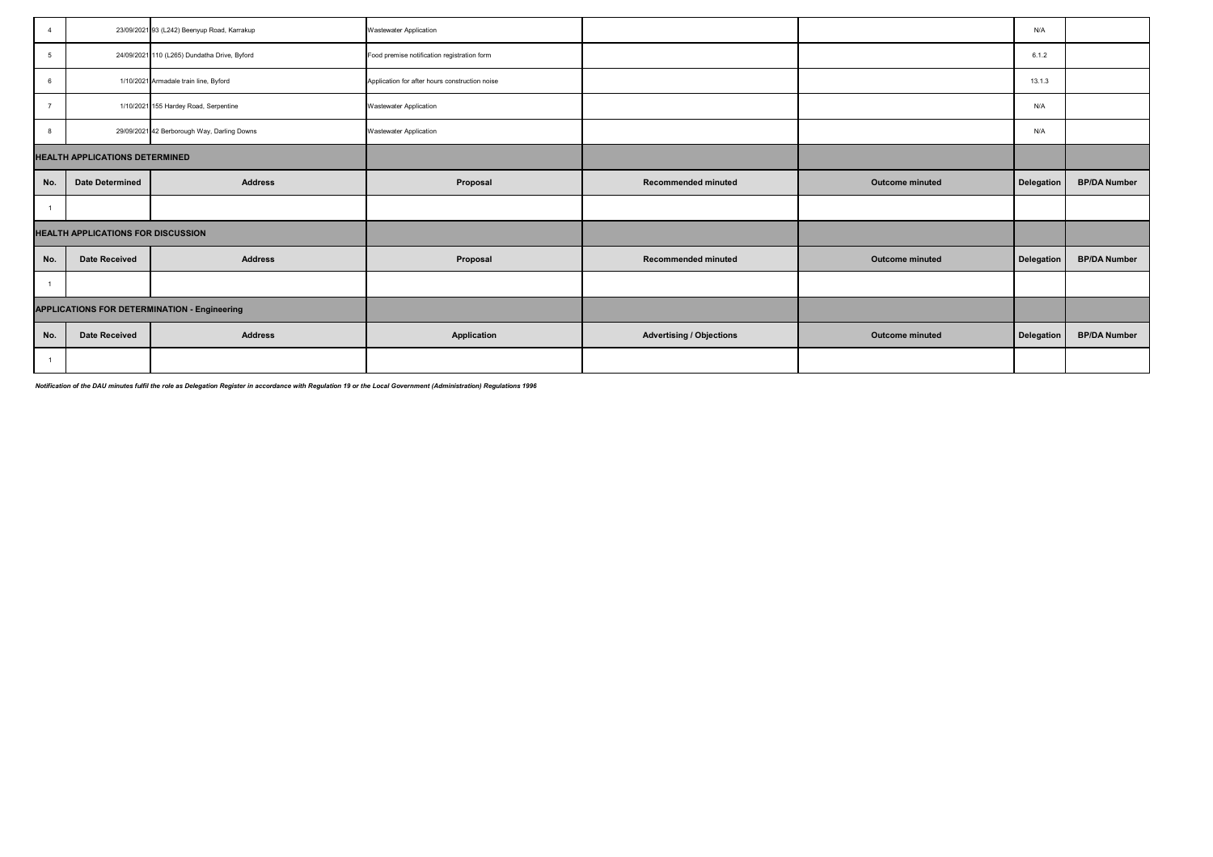| | | | | | | | |
|---|---|---|---|---|---|---|---|
| 4 | 23/09/2021 | 93 (L242) Beenyup Road, Karrakup | Wastewater Application | | | N/A | |
| 5 | 24/09/2021 | 110 (L265) Dundatha Drive, Byford | Food premise notification registration form | | | 6.1.2 | |
| 6 | 1/10/2021 | Armadale train line, Byford | Application for after hours construction noise | | | 13.1.3 | |
| 7 | 1/10/2021 | 155 Hardey Road, Serpentine | Wastewater Application | | | N/A | |
| 8 | 29/09/2021 | 42 Berborough Way, Darling Downs | Wastewater Application | | | N/A | |

**HEALTH APPLICATIONS DETERMINED**

| No. | Date Determined | Address | Proposal | Recommended minuted | Outcome minuted | Delegation | BP/DA Number |
|---|---|---|---|---|---|---|---|
| 1 | | | | | | | |

**HEALTH APPLICATIONS FOR DISCUSSION**

| No. | Date Received | Address | Proposal | Recommended minuted | Outcome minuted | Delegation | BP/DA Number |
|---|---|---|---|---|---|---|---|
| 1 | | | | | | | |

**APPLICATIONS FOR DETERMINATION - Engineering**

| No. | Date Received | Address | Application | Advertising / Objections | Outcome minuted | Delegation | BP/DA Number |
|---|---|---|---|---|---|---|---|
| 1 | | | | | | | |

***Notification of the DAU minutes fulfil the role as Delegation Register in accordance with Regulation 19 or the Local Government (Administration) Regulations 1996***